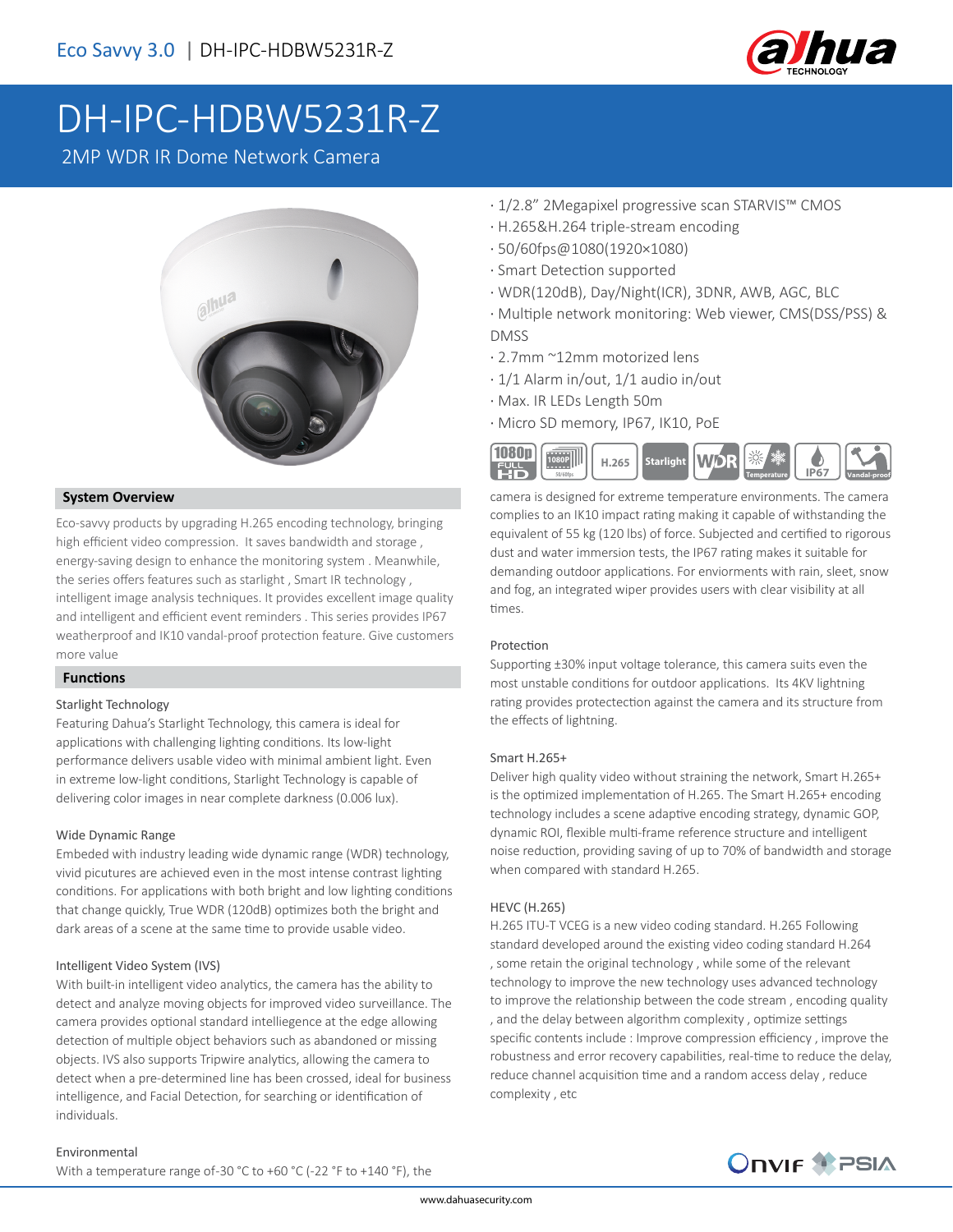Eco Savvy 3.0 | DH-IPC-HDBW5231R-Z

# DH-IPC-HDBW5231R-Z

2MP WDR IR Dome Network Camera

- 1/2.8" 2Megapixel progressive scan STARVIS™ CMOS
- H.265&H.264 triple-stream encoding
- 50/60fps@1080(1920×1080)
- Smart Detection supported
- WDR(120dB), Day/Night(ICR), 3DNR, AWB, AGC, BLC
- Multiple network monitoring: Web viewer, CMS(DSS/PSS) & DMSS
- 2.7mm ~12mm motorized lens
- 1/1 Alarm in/out, 1/1 audio in/out
- Max. IR LEDs Length 50m
- Micro SD memory, IP67, IK10, PoE

## System Overview

Eco-savvy products by upgrading H.265 encoding technology, bringing high efficient video compression. It saves bandwidth and storage , energy-saving design to enhance the monitoring system . Meanwhile, the series offers features such as starlight , Smart IR technology , intelligent image analysis techniques. It provides excellent image quality and intelligent and efficient event reminders . This series provides IP67 weatherproof and IK10 vandal-proof protection feature. Give customers more value

## Functions

### Starlight Technology

Featuring Dahua's Starlight Technology, this camera is ideal for applications with challenging lighting conditions. Its low-light performance delivers usable video with minimal ambient light. Even in extreme low-light conditions, Starlight Technology is capable of delivering color images in near complete darkness (0.006 lux).

### Wide Dynamic Range

Embeded with industry leading wide dynamic range (WDR) technology, vivid picutures are achieved even in the most intense contrast lighting conditions. For applications with both bright and low lighting conditions that change quickly, True WDR (120dB) optimizes both the bright and dark areas of a scene at the same time to provide usable video.

### Intelligent Video System (IVS)

With built-in intelligent video analytics, the camera has the ability to detect and analyze moving objects for improved video surveillance. The camera provides optional standard intelliegence at the edge allowing detection of multiple object behaviors such as abandoned or missing objects. IVS also supports Tripwire analytics, allowing the camera to detect when a pre-determined line has been crossed, ideal for business intelligence, and Facial Detection, for searching or identification of individuals.

### Environmental

With a temperature range of-30 °C to +60 °C (-22 °F to +140 °F), the camera is designed for extreme temperature environments. The camera complies to an IK10 impact rating making it capable of withstanding the equivalent of 55 kg (120 lbs) of force. Subjected and certified to rigorous dust and water immersion tests, the IP67 rating makes it suitable for demanding outdoor applications. For enviorments with rain, sleet, snow and fog, an integrated wiper provides users with clear visibility at all times.

### Protection

Supporting ±30% input voltage tolerance, this camera suits even the most unstable conditions for outdoor applications. Its 4KV lightning rating provides protecection against the camera and its structure from the effects of lightning.

### Smart H.265+

Deliver high quality video without straining the network, Smart H.265+ is the optimized implementation of H.265. The Smart H.265+ encoding technology includes a scene adaptive encoding strategy, dynamic GOP, dynamic ROI, flexible multi-frame reference structure and intelligent noise reduction, providing saving of up to 70% of bandwidth and storage when compared with standard H.265.

### HEVC (H.265)

H.265 ITU-T VCEG is a new video coding standard. H.265 Following standard developed around the existing video coding standard H.264 , some retain the original technology , while some of the relevant technology to improve the new technology uses advanced technology to improve the relationship between the code stream , encoding quality , and the delay between algorithm complexity , optimize settings specific contents include : Improve compression efficiency , improve the robustness and error recovery capabilities, real-time to reduce the delay, reduce channel acquisition time and a random access delay , reduce complexity , etc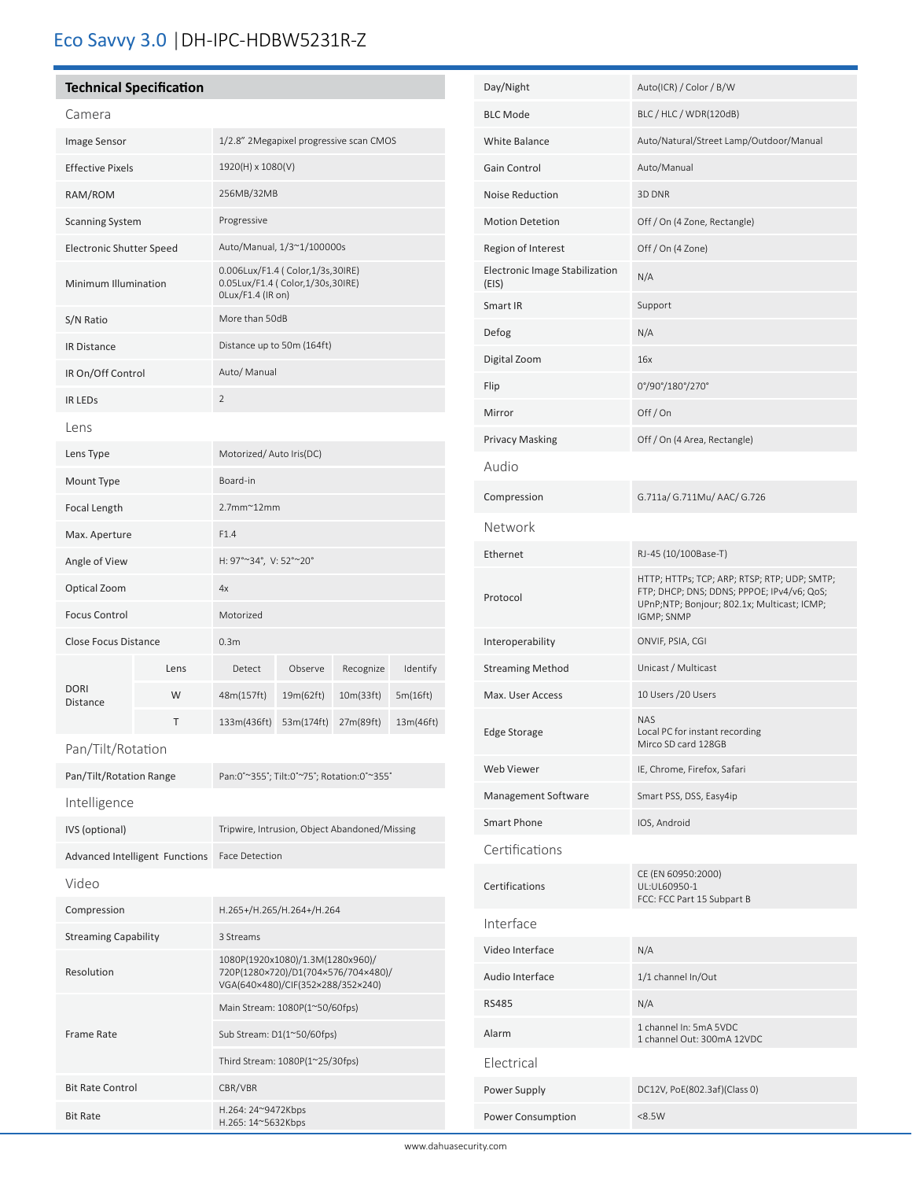# Eco Savvy 3.0 | DH-IPC-HDBW5231R-Z

## Technical Specification

### Camera

| | |
|---|---|
| Image Sensor | 1/2.8" 2Megapixel progressive scan CMOS |
| Effective Pixels | 1920(H) x 1080(V) |
| RAM/ROM | 256MB/32MB |
| Scanning System | Progressive |
| Electronic Shutter Speed | Auto/Manual, 1/3~1/100000s |
| Minimum Illumination | 0.006Lux/F1.4 ( Color,1/3s,30IRE)<br>0.05Lux/F1.4 ( Color,1/30s,30IRE)<br>0Lux/F1.4 (IR on) |
| S/N Ratio | More than 50dB |
| IR Distance | Distance up to 50m (164ft) |
| IR On/Off Control | Auto/ Manual |
| IR LEDs | 2 |

### Lens

| | | | | | |
|---|---|---|---|---|---|
| Lens Type | Motorized/ Auto Iris(DC) | | | | |
| Mount Type | Board-in | | | | |
| Focal Length | 2.7mm~12mm | | | | |
| Max. Aperture | F1.4 | | | | |
| Angle of View | H: 97°~34°, V: 52°~20° | | | | |
| Optical Zoom | 4x | | | | |
| Focus Control | Motorized | | | | |
| Close Focus Distance | 0.3m | | | | |
| DORI Distance | Lens | Detect | Observe | Recognize | Identify |
| | W | 48m(157ft) | 19m(62ft) | 10m(33ft) | 5m(16ft) |
| | T | 133m(436ft) | 53m(174ft) | 27m(89ft) | 13m(46ft) |

### Pan/Tilt/Rotation

| | |
|---|---|
| Pan/Tilt/Rotation Range | Pan:0°~355°; Tilt:0°~75°; Rotation:0°~355° |

### Intelligence

| | |
|---|---|
| IVS (optional) | Tripwire, Intrusion, Object Abandoned/Missing |
| Advanced Intelligent Functions | Face Detection |

### Video

| | |
|---|---|
| Compression | H.265+/H.265/H.264+/H.264 |
| Streaming Capability | 3 Streams |
| Resolution | 1080P(1920x1080)/1.3M(1280x960)/<br>720P(1280x720)/D1(704x576/704x480)/<br>VGA(640x480)/CIF(352x288/352x240) |
| Frame Rate | Main Stream: 1080P(1~50/60fps) |
| | Sub Stream: D1(1~50/60fps) |
| | Third Stream: 1080P(1~25/30fps) |
| Bit Rate Control | CBR/VBR |
| Bit Rate | H.264: 24~9472Kbps<br>H.265: 14~5632Kbps |
| Day/Night | Auto(ICR) / Color / B/W |
| BLC Mode | BLC / HLC / WDR(120dB) |
| White Balance | Auto/Natural/Street Lamp/Outdoor/Manual |
| Gain Control | Auto/Manual |
| Noise Reduction | 3D DNR |
| Motion Detetion | Off / On (4 Zone, Rectangle) |
| Region of Interest | Off / On (4 Zone) |
| Electronic Image Stabilization (EIS) | N/A |
| Smart IR | Support |
| Defog | N/A |
| Digital Zoom | 16x |
| Flip | 0°/90°/180°/270° |
| Mirror | Off / On |
| Privacy Masking | Off / On (4 Area, Rectangle) |

### Audio

| | |
|---|---|
| Compression | G.711a/ G.711Mu/ AAC/ G.726 |

### Network

| | |
|---|---|
| Ethernet | RJ-45 (10/100Base-T) |
| Protocol | HTTP; HTTPs; TCP; ARP; RTSP; RTP; UDP; SMTP; FTP; DHCP; DNS; DDNS; PPPOE; IPv4/v6; QoS; UPnP;NTP; Bonjour; 802.1x; Multicast; ICMP; IGMP; SNMP |
| Interoperability | ONVIF, PSIA, CGI |
| Streaming Method | Unicast / Multicast |
| Max. User Access | 10 Users /20 Users |
| Edge Storage | NAS<br>Local PC for instant recording<br>Mirco SD card 128GB |
| Web Viewer | IE, Chrome, Firefox, Safari |
| Management Software | Smart PSS, DSS, Easy4ip |
| Smart Phone | IOS, Android |

### Certifications

| | |
|---|---|
| Certifications | CE (EN 60950:2000)<br>UL:UL60950-1<br>FCC: FCC Part 15 Subpart B |

### Interface

| | |
|---|---|
| Video Interface | N/A |
| Audio Interface | 1/1 channel In/Out |
| RS485 | N/A |
| Alarm | 1 channel In: 5mA 5VDC<br>1 channel Out: 300mA 12VDC |

### Electrical

| | |
|---|---|
| Power Supply | DC12V, PoE(802.3af)(Class 0) |
| Power Consumption | <8.5W |

www.dahuasecurity.com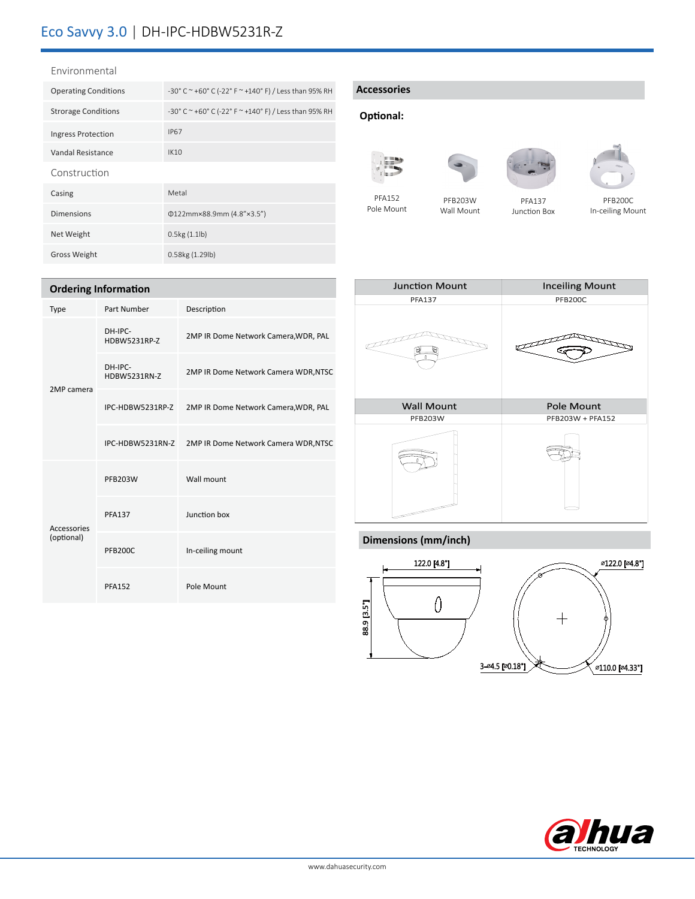## Environmental

| | |
|---|---|
| Operating Conditions | -30° C ~ +60° C (-22° F ~ +140° F) / Less than 95% RH |
| Strorage Conditions | -30° C ~ +60° C (-22° F ~ +140° F) / Less than 95% RH |
| Ingress Protection | IP67 |
| Vandal Resistance | IK10 |

## Construction

| | |
|---|---|
| Casing | Metal |
| Dimensions | Φ122mm×88.9mm (4.8"×3.5") |
| Net Weight | 0.5kg (1.1lb) |
| Gross Weight | 0.58kg (1.29lb) |

## Ordering Information

| Type | Part Number | Description |
|---|---|---|
| 2MP camera | DH-IPC-HDBW5231RP-Z | 2MP IR Dome Network Camera,WDR, PAL |
| | DH-IPC-HDBW5231RN-Z | 2MP IR Dome Network Camera WDR,NTSC |
| | IPC-HDBW5231RP-Z | 2MP IR Dome Network Camera,WDR, PAL |
| | IPC-HDBW5231RN-Z | 2MP IR Dome Network Camera WDR,NTSC |
| Accessories (optional) | PFB203W | Wall mount |
| | PFA137 | Junction box |
| | PFB200C | In-ceiling mount |
| | PFA152 | Pole Mount |

## Accessories

**Optional:**

PFA152
Pole Mount

PFB203W
Wall Mount

PFA137
Junction Box

PFB200C
In-ceiling Mount

| Junction Mount | Inceiling Mount |
|---|---|
| PFA137 | PFB200C |
| **Wall Mount** | **Pole Mount** |
| PFB203W | PFB203W + PFA152 |

## Dimensions (mm/inch)

122.0 [4.8"]

88.9 [3.5"]

ø122.0 [ø4.8"]

3-ø4.5 [ø0.18"]

ø110.0 [ø4.33"]

www.dahuasecurity.com